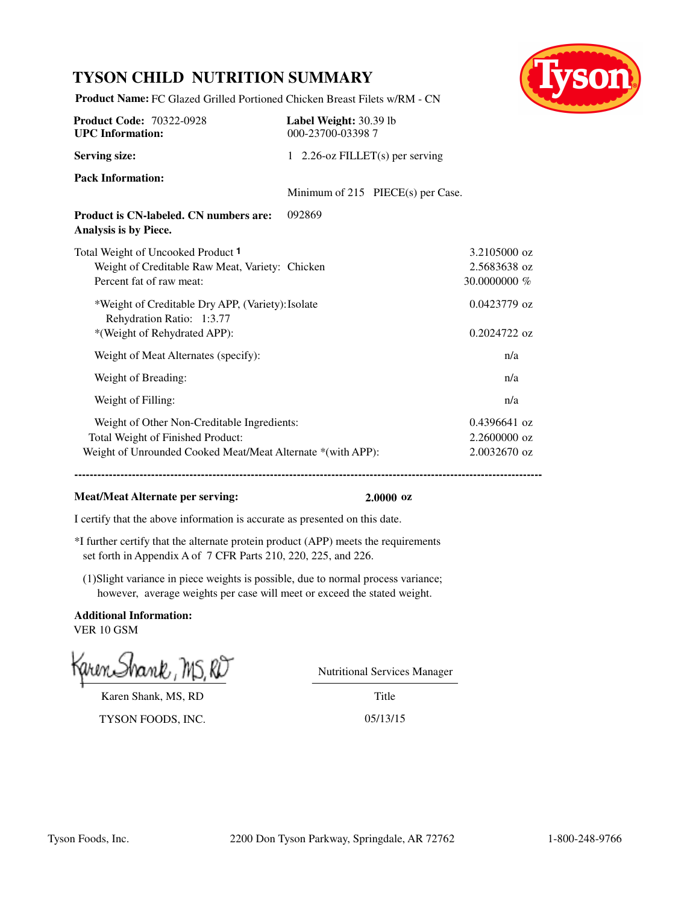# TYSON CHILD NUTRITION SUMMARY

**Product Name:** FC Glazed Grilled Portioned Chicken Breast Filets w/RM - CN

**Product Code:** 70322-0928
**UPC Information:** 000-23700-03398 7

**Label Weight:** 30.39 lb

**Serving size:** 1 2.26-oz FILLET(s) per serving

**Pack Information:** Minimum of 215 PIECE(s) per Case.

**Product is CN-labeled. CN numbers are:** 092869
**Analysis is by Piece.**

| | |
|---|---|
| Total Weight of Uncooked Product [1] | 3.2105000 oz |
| Weight of Creditable Raw Meat, Variety: Chicken | 2.5683638 oz |
| Percent fat of raw meat: | 30.0000000 % |
| *Weight of Creditable Dry APP, (Variety): Isolate<br>Rehydration Ratio: 1:3.77 | 0.0423779 oz |
| *(Weight of Rehydrated APP): | 0.2024722 oz |
| Weight of Meat Alternates (specify): | n/a |
| Weight of Breading: | n/a |
| Weight of Filling: | n/a |
| Weight of Other Non-Creditable Ingredients: | 0.4396641 oz |
| Total Weight of Finished Product: | 2.2600000 oz |
| Weight of Unrounded Cooked Meat/Meat Alternate *(with APP): | 2.0032670 oz |

---

**Meat/Meat Alternate per serving:** **2.0000 oz**

I certify that the above information is accurate as presented on this date.

*I further certify that the alternate protein product (APP) meets the requirements set forth in Appendix A of 7 CFR Parts 210, 220, 225, and 226.

(1)Slight variance in piece weights is possible, due to normal process variance; however, average weights per case will meet or exceed the stated weight.

**Additional Information:**
VER 10 GSM

Karen Shank, MS, RD
TYSON FOODS, INC.

Nutritional Services Manager
Title
05/13/15

Tyson Foods, Inc. 2200 Don Tyson Parkway, Springdale, AR 72762 1-800-248-9766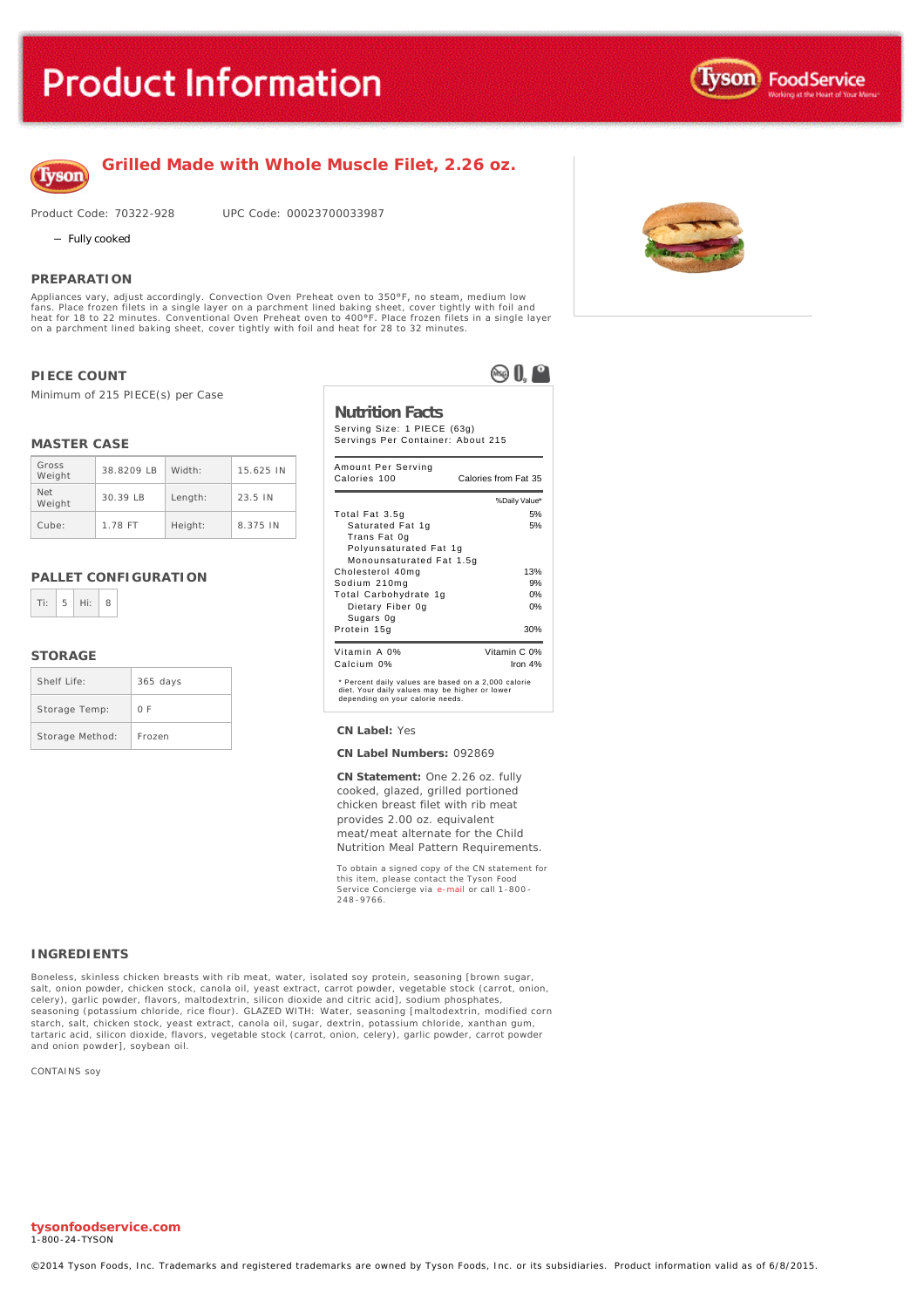# Product Information

## Grilled Made with Whole Muscle Filet, 2.26 oz.

Product Code: 70322-928 UPC Code: 00023700033987

- Fully cooked

### PREPARATION

Appliances vary, adjust accordingly. Convection Oven Preheat oven to 350°F, no steam, medium low fans. Place frozen filets in a single layer on a parchment lined baking sheet, cover tightly with foil and heat for 18 to 22 minutes. Conventional Oven Preheat oven to 400°F. Place frozen filets in a single layer on a parchment lined baking sheet, cover tightly with foil and heat for 28 to 32 minutes.

### PIECE COUNT

Minimum of 215 PIECE(S) per Case

### MASTER CASE

| Gross Weight | 38.8209 LB | Width: | 15.625 IN |
|---|---|---|---|
| Net Weight | 30.39 LB | Length: | 23.5 IN |
| Cube: | 1.78 FT | Height: | 8.375 IN |

### PALLET CONFIGURATION

| Ti: | 5 | Hi: | 8 |
|---|---|---|---|

### STORAGE

| Shelf Life: | 365 days |
|---|---|
| Storage Temp: | 0 F |
| Storage Method: | Frozen |

### Nutrition Facts

Serving Size: 1 PIECE (63g)
Servings Per Container: About 215

| Amount Per Serving | |
|---|---|
| Calories 100 | Calories from Fat 35 |
| | %Daily Value* |
| Total Fat 3.5g | 5% |
| Saturated Fat 1g | 5% |
| Trans Fat 0g | |
| Polyunsaturated Fat 1g | |
| Monounsaturated Fat 1.5g | |
| Cholesterol 40mg | 13% |
| Sodium 210mg | 9% |
| Total Carbohydrate 1g | 0% |
| Dietary Fiber 0g | 0% |
| Sugars 0g | |
| Protein 15g | 30% |
| Vitamin A 0% | Vitamin C 0% |
| Calcium 0% | Iron 4% |

* Percent daily values are based on a 2,000 calorie diet. Your daily values may be higher or lower depending on your calorie needs.

**CN Label:** Yes

**CN Label Numbers:** 092869

**CN Statement:** One 2.26 oz. fully cooked, glazed, grilled portioned chicken breast filet with rib meat provides 2.00 oz. equivalent meat/meat alternate for the Child Nutrition Meal Pattern Requirements.

To obtain a signed copy of the CN statement for this item, please contact the Tyson Food Service Concierge via e-mail or call 1-800-248-9766.

### INGREDIENTS

Boneless, skinless chicken breasts with rib meat, water, isolated soy protein, seasoning [brown sugar, salt, onion powder, chicken stock, canola oil, yeast extract, carrot powder, vegetable stock (carrot, onion, celery), garlic powder, flavors, maltodextrin, silicon dioxide and citric acid], sodium phosphates, seasoning (potassium chloride, rice flour). GLAZED WITH: Water, seasoning [maltodextrin, modified corn starch, salt, chicken stock, yeast extract, canola oil, sugar, dextrin, potassium chloride, xanthan gum, tartaric acid, silicon dioxide, flavors, vegetable stock (carrot, onion, celery), garlic powder, carrot powder and onion powder], soybean oil.

CONTAINS soy

**tysonfoodservice.com**
1-800-24-TYSON

©2014 Tyson Foods, Inc. Trademarks and registered trademarks are owned by Tyson Foods, Inc. or its subsidiaries. Product information valid as of 6/8/2015.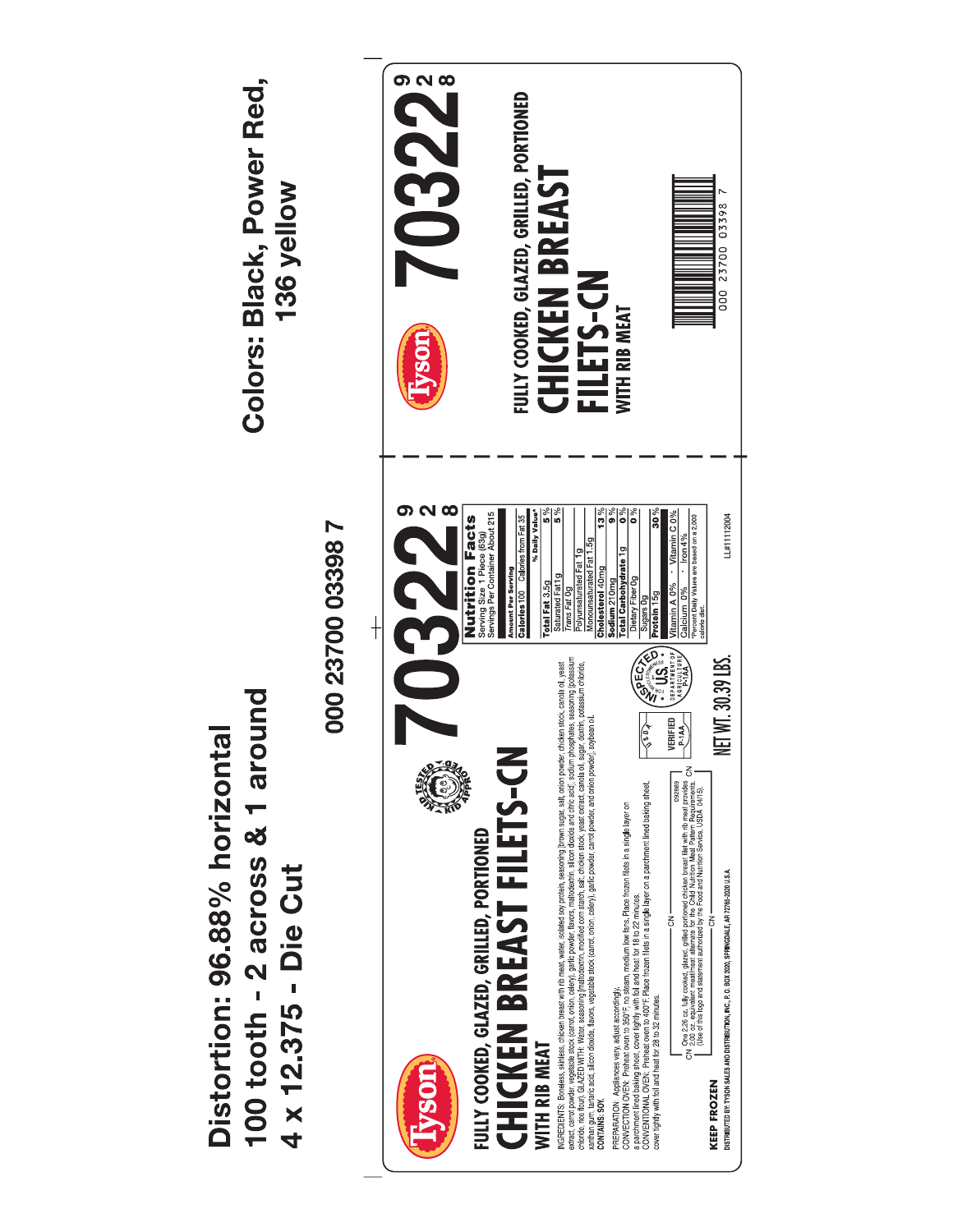Distortion: 96.88% horizontal
100 tooth - 2 across & 1 around
4 x 12.375 - Die Cut

Colors: Black, Power Red,
136 yellow

000 23700 03398 7

Tyson

KID TESTED · KID APPROVED

**70322** 9 2 8

FULLY COOKED, GLAZED, GRILLED, PORTIONED
# CHICKEN BREAST FILETS-CN
WITH RIB MEAT

INGREDIENTS: Boneless, skinless, chicken breast with rib meat, water, isolated soy protein, seasoning [brown sugar, salt, onion powder, chicken stock, canola oil, yeast extract, carrot powder, vegetable stock (carrot, onion, celery), garlic powder, flavors, maltodextrin, silicon dioxide and citric acid], sodium phosphates, seasoning [potassium chloride, rice flour]. GLAZED WITH: Water, seasoning [maltodextrin, modified corn starch, salt, chicken stock, yeast extract, canola oil, sugar, dextrin, potassium chloride, xanthan gum, tartaric acid, silicon dioxide, flavors, vegetable stock (carrot, onion, celery), garlic powder, carrot powder, and onion powder], soybean oil.
CONTAINS: SOY.

PREPARATION: Appliances vary, adjust accordingly.
CONVECTION OVEN: Preheat oven to 350°F, no steam, medium low fans. Place frozen filets in a single layer on a parchment lined baking sheet, cover tightly with foil and heat for 18 to 22 minutes.
CONVENTIONAL OVEN: Preheat oven to 400°F. Place frozen filets in a single layer on a parchment lined baking sheet, cover tightly with foil and heat for 28 to 32 minutes.

CN One 2.26 oz. fully cooked, glazed, grilled portioned chicken breast filet with rib meat provides 2.00 oz. equivalent meat/meat alternate for the Child Nutrition Meal Pattern Requirements. (Use of this logo and statement authorized by the Food and Nutrition Service, USDA 04/15.) 092869 CN

USDA VERIFIED P-1AA

INSPECTED FOR WHOLESOMENESS BY U.S. DEPARTMENT OF AGRICULTURE P-1AA

NET WT. 30.39 LBS.

KEEP FROZEN

DISTRIBUTED BY: TYSON SALES AND DISTRIBUTION, INC., P. O. BOX 2020, SPRINGDALE, AR 72765-2020 U.S.A.

**Nutrition Facts**
Serving Size 1 Piece (63g)
Servings Per Container About 215

| Amount Per Serving | |
|---|---|
| Calories 100 | Calories from Fat 35 |
| | % Daily Value* |
| **Total Fat** 3.5g | 5 % |
| Saturated Fat 1g | 5 % |
| *Trans Fat* 0g | |
| Polyunsaturated Fat 1g | |
| Monounsaturated Fat 1.5g | |
| **Cholesterol** 40mg | 13 % |
| **Sodium** 210mg | 9 % |
| **Total Carbohydrate** 1g | 0 % |
| Dietary Fiber 0g | 0 % |
| Sugars 0g | |
| **Protein** 15g | 30 % |
| Vitamin A 0% · Vitamin C 0% | |
| Calcium 0% · Iron 4% | |

*Percent Daily Values are based on a 2,000 calorie diet.

LL#11112004

Tyson

**70322** 9 2 8

FULLY COOKED, GLAZED, GRILLED, PORTIONED
# CHICKEN BREAST FILETS-CN
WITH RIB MEAT

000 23700 03398 7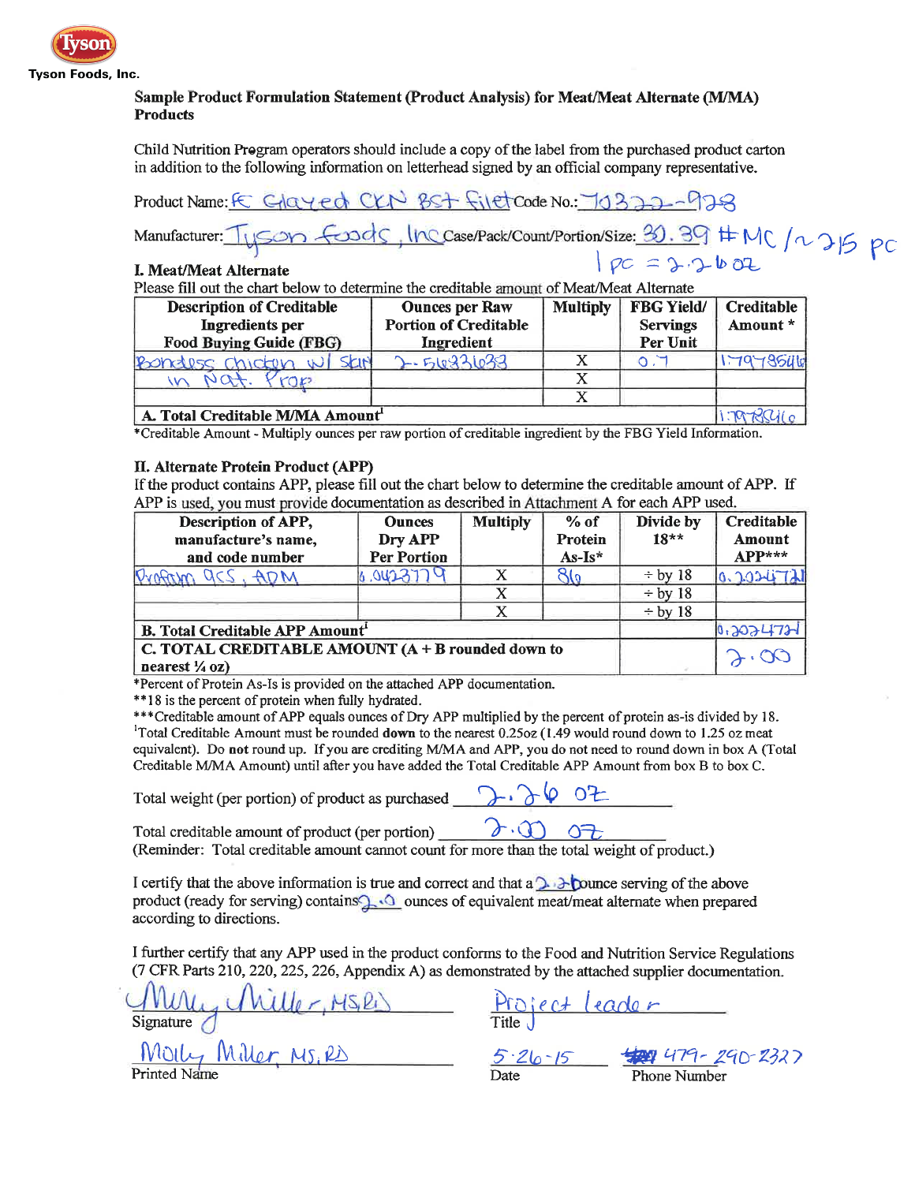Tyson

Tyson Foods, Inc.

**Sample Product Formulation Statement (Product Analysis) for Meat/Meat Alternate (M/MA) Products**

Child Nutrition Program operators should include a copy of the label from the purchased product carton in addition to the following information on letterhead signed by an official company representative.

Product Name: FC Glazed CKN BST Filet Code No.: 70322-928

Manufacturer: Tyson Foods, Inc Case/Pack/Count/Portion/Size: 30.39 # MC / ~215 pc
1 pc = 2.26 oz

**I. Meat/Meat Alternate**

Please fill out the chart below to determine the creditable amount of Meat/Meat Alternate

| Description of Creditable Ingredients per Food Buying Guide (FBG) | Ounces per Raw Portion of Creditable Ingredient | Multiply | FBG Yield/ Servings Per Unit | Creditable Amount * |
|---|---|---|---|---|
| Boneless chicken w/ skin in Nat. Prop | 2.5693638 | X | 0.7 | 1.7978546 |
| | | X | | |
| | | X | | |
| **A. Total Creditable M/MA Amount**[1] | | | | 1.7978546 |

*Creditable Amount - Multiply ounces per raw portion of creditable ingredient by the FBG Yield Information.

**II. Alternate Protein Product (APP)**

If the product contains APP, please fill out the chart below to determine the creditable amount of APP. If APP is used, you must provide documentation as described in Attachment A for each APP used.

| Description of APP, manufacture's name, and code number | Ounces Dry APP Per Portion | Multiply | % of Protein As-Is* | Divide by 18** | Creditable Amount APP*** |
|---|---|---|---|---|---|
| Profam 955, ADM | 0.0423779 | X | 86 | ÷ by 18 | 0.2024721 |
| | | X | | ÷ by 18 | |
| | | X | | ÷ by 18 | |
| **B. Total Creditable APP Amount**[1] | | | | | 0.2024721 |
| **C. TOTAL CREDITABLE AMOUNT (A + B rounded down to nearest ¼ oz)** | | | | | 2.00 |

*Percent of Protein As-Is is provided on the attached APP documentation.

**18 is the percent of protein when fully hydrated.

***Creditable amount of APP equals ounces of Dry APP multiplied by the percent of protein as-is divided by 18.

[1]Total Creditable Amount must be rounded **down** to the nearest 0.25oz (1.49 would round down to 1.25 oz meat equivalent). Do **not** round up. If you are crediting M/MA and APP, you do not need to round down in box A (Total Creditable M/MA Amount) until after you have added the Total Creditable APP Amount from box B to box C.

Total weight (per portion) of product as purchased 2.26 oz

Total creditable amount of product (per portion) 2.00 oz

(Reminder: Total creditable amount cannot count for more than the total weight of product.)

I certify that the above information is true and correct and that a 2.2 ounce serving of the above product (ready for serving) contains 2.0 ounces of equivalent meat/meat alternate when prepared according to directions.

I further certify that any APP used in the product conforms to the Food and Nutrition Service Regulations (7 CFR Parts 210, 220, 225, 226, Appendix A) as demonstrated by the attached supplier documentation.

Molly Miller, MS, RD
Signature

Project Leader
Title

Molly Miller, MS, RD
Printed Name

5-26-15
Date

479-290-2327
Phone Number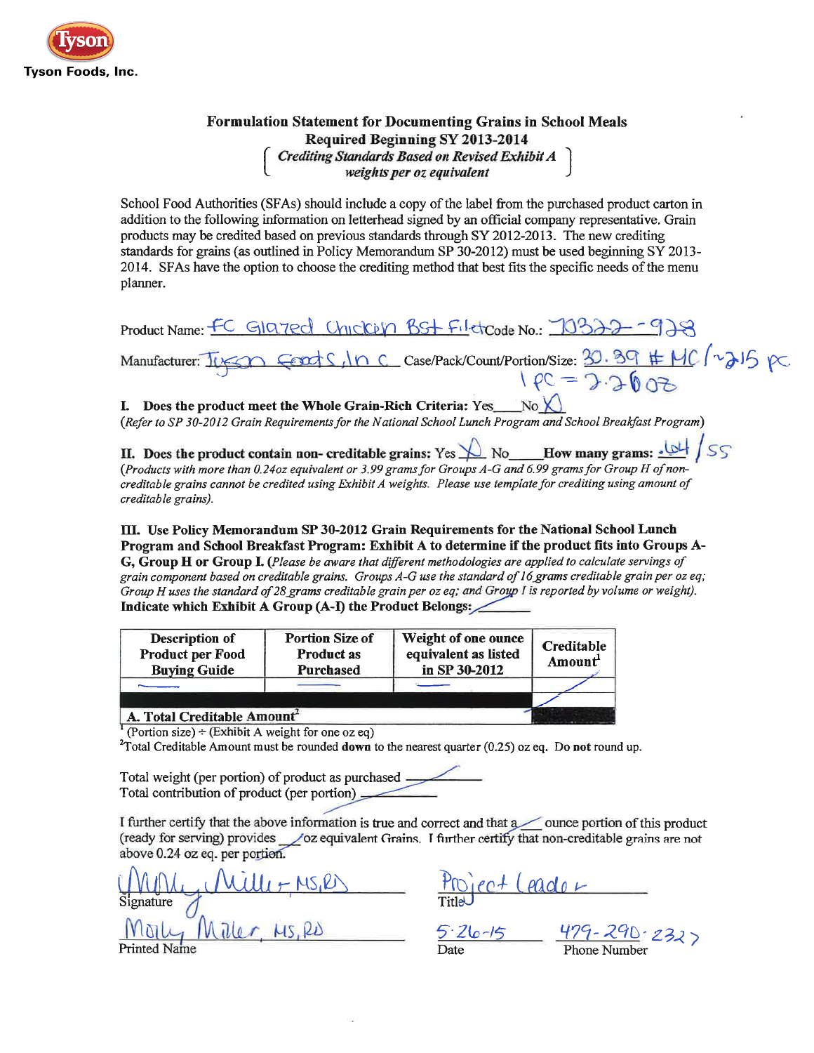Tyson Foods, Inc.

# Formulation Statement for Documenting Grains in School Meals
## Required Beginning SY 2013-2014

*Crediting Standards Based on Revised Exhibit A weights per oz equivalent*

School Food Authorities (SFAs) should include a copy of the label from the purchased product carton in addition to the following information on letterhead signed by an official company representative. Grain products may be credited based on previous standards through SY 2012-2013. The new crediting standards for grains (as outlined in Policy Memorandum SP 30-2012) must be used beginning SY 2013-2014. SFAs have the option to choose the crediting method that best fits the specific needs of the menu planner.

Product Name: FC Glazed Chicken Bst Filet Code No.: 70322-928

Manufacturer: Tyson Foods, Inc. Case/Pack/Count/Portion/Size: 30.39 # MC / ~215 pc
1 pc = 2.26 oz

**I. Does the product meet the Whole Grain-Rich Criteria:** Yes____ No X

*(Refer to SP 30-2012 Grain Requirements for the National School Lunch Program and School Breakfast Program)*

**II. Does the product contain non- creditable grains:** Yes X No____ **How many grams:** .64 / 55

*(Products with more than 0.24oz equivalent or 3.99 grams for Groups A-G and 6.99 grams for Group H of non-creditable grains cannot be credited using Exhibit A weights. Please use template for crediting using amount of creditable grains).*

**III. Use Policy Memorandum SP 30-2012 Grain Requirements for the National School Lunch Program and School Breakfast Program: Exhibit A to determine if the product fits into Groups A-G, Group H or Group I.** *(Please be aware that different methodologies are applied to calculate servings of grain component based on creditable grains. Groups A-G use the standard of 16 grams creditable grain per oz eq; Group H uses the standard of 28 grams creditable grain per oz eq; and Group I is reported by volume or weight).*
**Indicate which Exhibit A Group (A-I) the Product Belongs:** /

| Description of Product per Food Buying Guide | Portion Size of Product as Purchased | Weight of one ounce equivalent as listed in SP 30-2012 | Creditable Amount[1] |
|---|---|---|---|
| — | — | — | / |
| | | | / |
| **A. Total Creditable Amount[2]** | | | |

[1] (Portion size) ÷ (Exhibit A weight for one oz eq)

[2] Total Creditable Amount must be rounded **down** to the nearest quarter (0.25) oz eq. Do **not** round up.

Total weight (per portion) of product as purchased /
Total contribution of product (per portion) /

I further certify that the above information is true and correct and that a / ounce portion of this product (ready for serving) provides / oz equivalent Grains. I further certify that non-creditable grains are not above 0.24 oz eq. per portion.

Signature: Molly Miller, MS, RD

Printed Name: Molly Miller, MS, RD

Title: Project Leader

Date: 5-26-15

Phone Number: 479-290-2327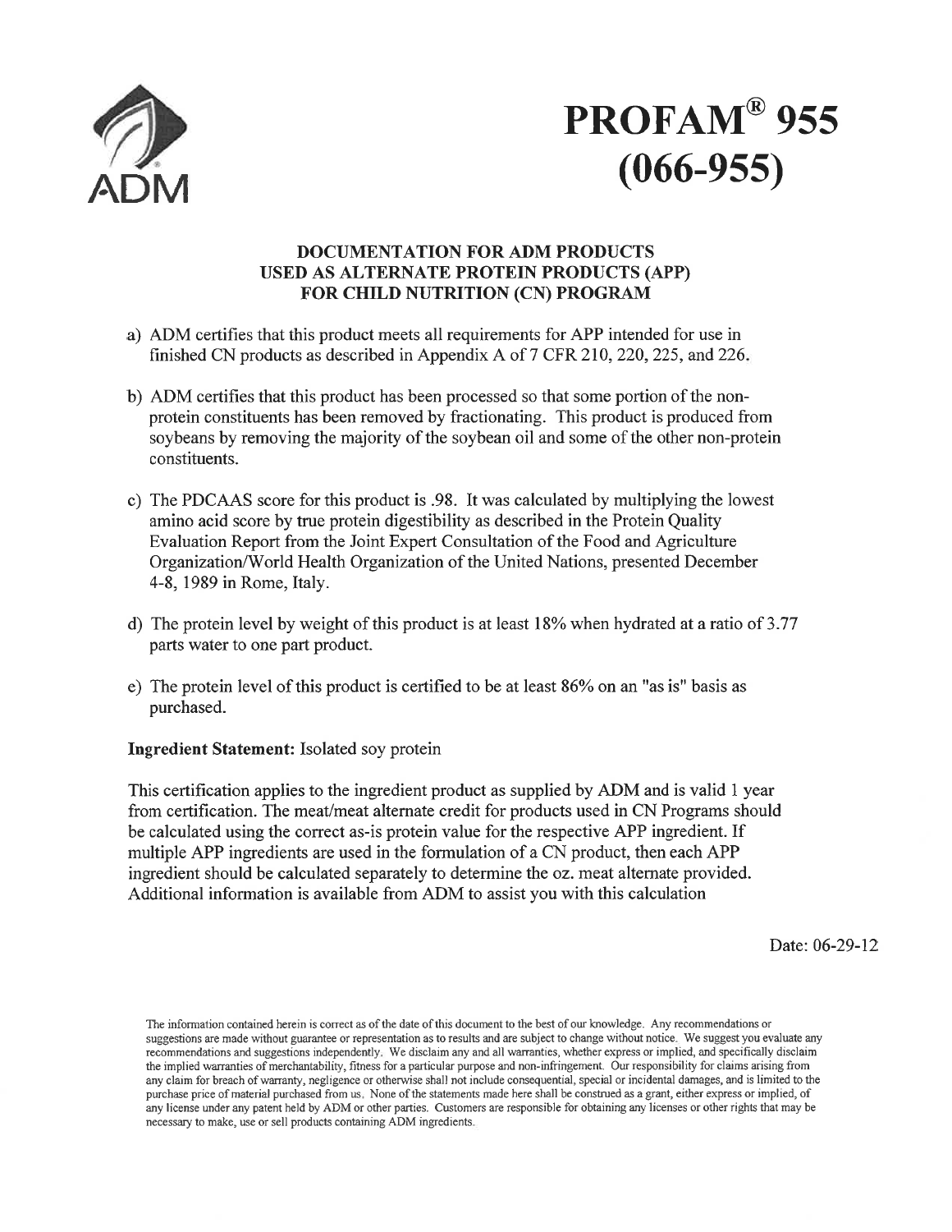ADM

# PROFAM® 955 (066-955)

### DOCUMENTATION FOR ADM PRODUCTS USED AS ALTERNATE PROTEIN PRODUCTS (APP) FOR CHILD NUTRITION (CN) PROGRAM

a) ADM certifies that this product meets all requirements for APP intended for use in finished CN products as described in Appendix A of 7 CFR 210, 220, 225, and 226.

b) ADM certifies that this product has been processed so that some portion of the non-protein constituents has been removed by fractionating. This product is produced from soybeans by removing the majority of the soybean oil and some of the other non-protein constituents.

c) The PDCAAS score for this product is .98. It was calculated by multiplying the lowest amino acid score by true protein digestibility as described in the Protein Quality Evaluation Report from the Joint Expert Consultation of the Food and Agriculture Organization/World Health Organization of the United Nations, presented December 4-8, 1989 in Rome, Italy.

d) The protein level by weight of this product is at least 18% when hydrated at a ratio of 3.77 parts water to one part product.

e) The protein level of this product is certified to be at least 86% on an "as is" basis as purchased.

**Ingredient Statement:** Isolated soy protein

This certification applies to the ingredient product as supplied by ADM and is valid 1 year from certification. The meat/meat alternate credit for products used in CN Programs should be calculated using the correct as-is protein value for the respective APP ingredient. If multiple APP ingredients are used in the formulation of a CN product, then each APP ingredient should be calculated separately to determine the oz. meat alternate provided. Additional information is available from ADM to assist you with this calculation

Date: 06-29-12

The information contained herein is correct as of the date of this document to the best of our knowledge. Any recommendations or suggestions are made without guarantee or representation as to results and are subject to change without notice. We suggest you evaluate any recommendations and suggestions independently. We disclaim any and all warranties, whether express or implied, and specifically disclaim the implied warranties of merchantability, fitness for a particular purpose and non-infringement. Our responsibility for claims arising from any claim for breach of warranty, negligence or otherwise shall not include consequential, special or incidental damages, and is limited to the purchase price of material purchased from us. None of the statements made here shall be construed as a grant, either express or implied, of any license under any patent held by ADM or other parties. Customers are responsible for obtaining any licenses or other rights that may be necessary to make, use or sell products containing ADM ingredients.